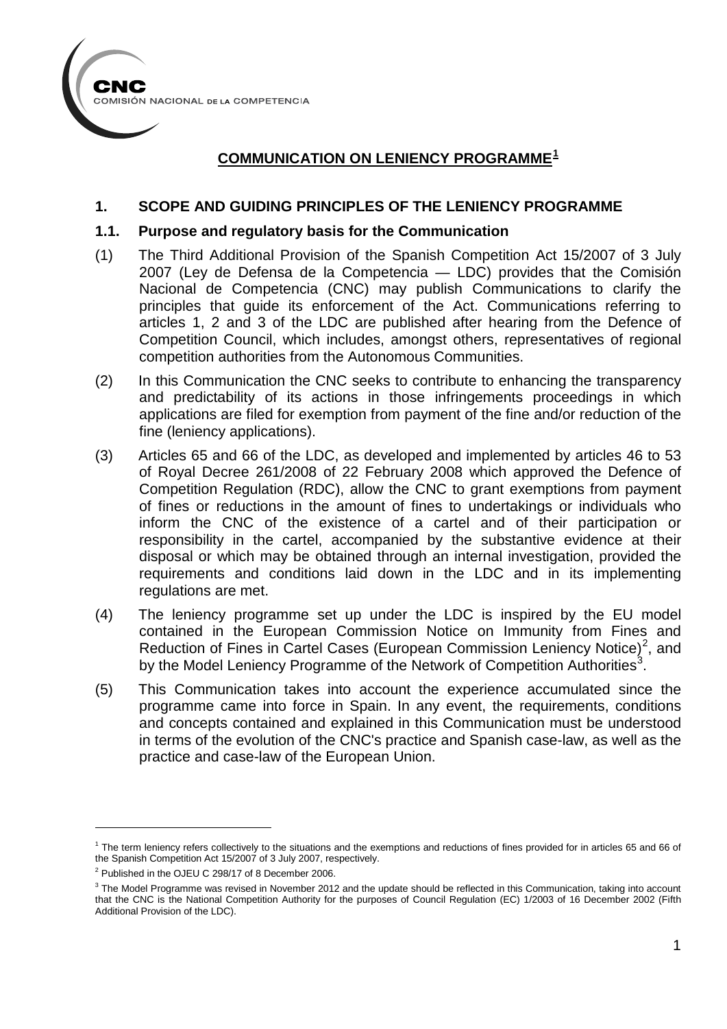CNC
COMISIÓN NACIONAL DE LA COMPETENCIA

# COMMUNICATION ON LENIENCY PROGRAMME[1]

## 1. SCOPE AND GUIDING PRINCIPLES OF THE LENIENCY PROGRAMME

### 1.1. Purpose and regulatory basis for the Communication

(1) The Third Additional Provision of the Spanish Competition Act 15/2007 of 3 July 2007 (Ley de Defensa de la Competencia — LDC) provides that the Comisión Nacional de Competencia (CNC) may publish Communications to clarify the principles that guide its enforcement of the Act. Communications referring to articles 1, 2 and 3 of the LDC are published after hearing from the Defence of Competition Council, which includes, amongst others, representatives of regional competition authorities from the Autonomous Communities.

(2) In this Communication the CNC seeks to contribute to enhancing the transparency and predictability of its actions in those infringements proceedings in which applications are filed for exemption from payment of the fine and/or reduction of the fine (leniency applications).

(3) Articles 65 and 66 of the LDC, as developed and implemented by articles 46 to 53 of Royal Decree 261/2008 of 22 February 2008 which approved the Defence of Competition Regulation (RDC), allow the CNC to grant exemptions from payment of fines or reductions in the amount of fines to undertakings or individuals who inform the CNC of the existence of a cartel and of their participation or responsibility in the cartel, accompanied by the substantive evidence at their disposal or which may be obtained through an internal investigation, provided the requirements and conditions laid down in the LDC and in its implementing regulations are met.

(4) The leniency programme set up under the LDC is inspired by the EU model contained in the European Commission Notice on Immunity from Fines and Reduction of Fines in Cartel Cases (European Commission Leniency Notice)[2], and by the Model Leniency Programme of the Network of Competition Authorities[3].

(5) This Communication takes into account the experience accumulated since the programme came into force in Spain. In any event, the requirements, conditions and concepts contained and explained in this Communication must be understood in terms of the evolution of the CNC's practice and Spanish case-law, as well as the practice and case-law of the European Union.

---

[1] The term leniency refers collectively to the situations and the exemptions and reductions of fines provided for in articles 65 and 66 of the Spanish Competition Act 15/2007 of 3 July 2007, respectively.

[2] Published in the OJEU C 298/17 of 8 December 2006.

[3] The Model Programme was revised in November 2012 and the update should be reflected in this Communication, taking into account that the CNC is the National Competition Authority for the purposes of Council Regulation (EC) 1/2003 of 16 December 2002 (Fifth Additional Provision of the LDC).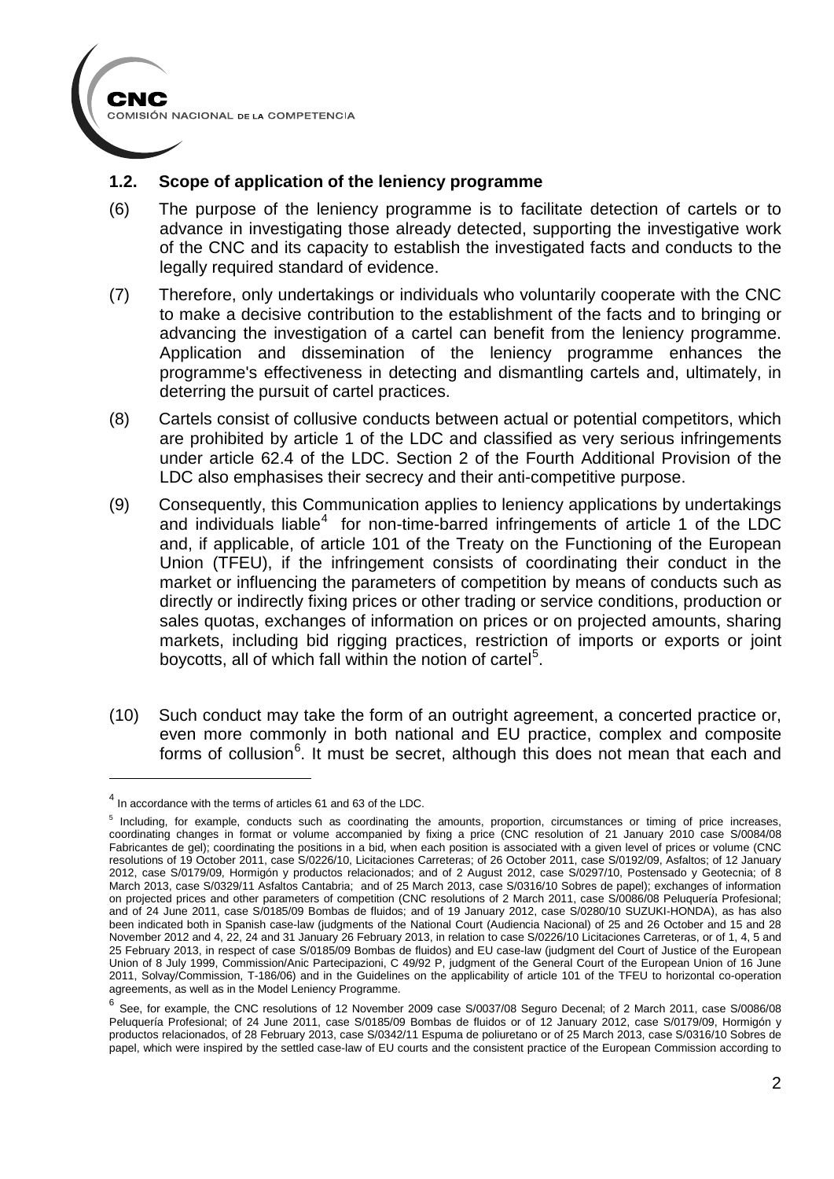### 1.2. Scope of application of the leniency programme

(6) The purpose of the leniency programme is to facilitate detection of cartels or to advance in investigating those already detected, supporting the investigative work of the CNC and its capacity to establish the investigated facts and conducts to the legally required standard of evidence.

(7) Therefore, only undertakings or individuals who voluntarily cooperate with the CNC to make a decisive contribution to the establishment of the facts and to bringing or advancing the investigation of a cartel can benefit from the leniency programme. Application and dissemination of the leniency programme enhances the programme's effectiveness in detecting and dismantling cartels and, ultimately, in deterring the pursuit of cartel practices.

(8) Cartels consist of collusive conducts between actual or potential competitors, which are prohibited by article 1 of the LDC and classified as very serious infringements under article 62.4 of the LDC. Section 2 of the Fourth Additional Provision of the LDC also emphasises their secrecy and their anti-competitive purpose.

(9) Consequently, this Communication applies to leniency applications by undertakings and individuals liable[4] for non-time-barred infringements of article 1 of the LDC and, if applicable, of article 101 of the Treaty on the Functioning of the European Union (TFEU), if the infringement consists of coordinating their conduct in the market or influencing the parameters of competition by means of conducts such as directly or indirectly fixing prices or other trading or service conditions, production or sales quotas, exchanges of information on prices or on projected amounts, sharing markets, including bid rigging practices, restriction of imports or exports or joint boycotts, all of which fall within the notion of cartel[5].

(10) Such conduct may take the form of an outright agreement, a concerted practice or, even more commonly in both national and EU practice, complex and composite forms of collusion[6]. It must be secret, although this does not mean that each and

---

[4] In accordance with the terms of articles 61 and 63 of the LDC.

[5] Including, for example, conducts such as coordinating the amounts, proportion, circumstances or timing of price increases, coordinating changes in format or volume accompanied by fixing a price (CNC resolution of 21 January 2010 case S/0084/08 Fabricantes de gel); coordinating the positions in a bid, when each position is associated with a given level of prices or volume (CNC resolutions of 19 October 2011, case S/0226/10, Licitaciones Carreteras; of 26 October 2011, case S/0192/09, Asfaltos; of 12 January 2012, case S/0179/09, Hormigón y productos relacionados; and of 2 August 2012, case S/0297/10, Postensado y Geotecnia; of 8 March 2013, case S/0329/11 Asfaltos Cantabria; and of 25 March 2013, case S/0316/10 Sobres de papel); exchanges of information on projected prices and other parameters of competition (CNC resolutions of 2 March 2011, case S/0086/08 Peluquería Profesional; and of 24 June 2011, case S/0185/09 Bombas de fluidos; and of 19 January 2012, case S/0280/10 SUZUKI-HONDA), as has also been indicated both in Spanish case-law (judgments of the National Court (Audiencia Nacional) of 25 and 26 October and 15 and 28 November 2012 and 4, 22, 24 and 31 January 26 February 2013, in relation to case S/0226/10 Licitaciones Carreteras, or of 1, 4, 5 and 25 February 2013, in respect of case S/0185/09 Bombas de fluidos) and EU case-law (judgment del Court of Justice of the European Union of 8 July 1999, Commission/Anic Partecipazioni, C 49/92 P, judgment of the General Court of the European Union of 16 June 2011, Solvay/Commission, T-186/06) and in the Guidelines on the applicability of article 101 of the TFEU to horizontal co-operation agreements, as well as in the Model Leniency Programme.

[6] See, for example, the CNC resolutions of 12 November 2009 case S/0037/08 Seguro Decenal; of 2 March 2011, case S/0086/08 Peluquería Profesional; of 24 June 2011, case S/0185/09 Bombas de fluidos or of 12 January 2012, case S/0179/09, Hormigón y productos relacionados, of 28 February 2013, case S/0342/11 Espuma de poliuretano or of 25 March 2013, case S/0316/10 Sobres de papel, which were inspired by the settled case-law of EU courts and the consistent practice of the European Commission according to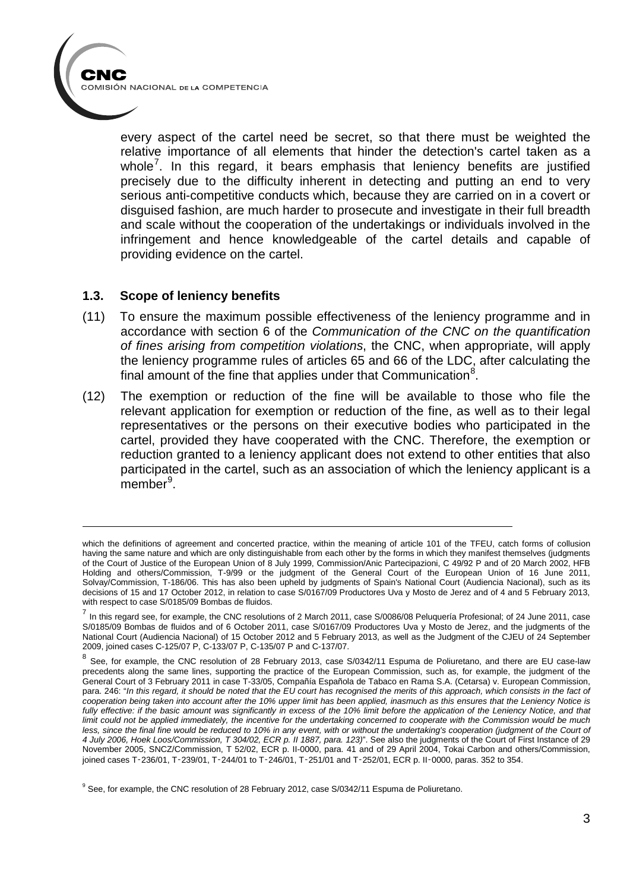every aspect of the cartel need be secret, so that there must be weighted the relative importance of all elements that hinder the detection's cartel taken as a whole[7]. In this regard, it bears emphasis that leniency benefits are justified precisely due to the difficulty inherent in detecting and putting an end to very serious anti-competitive conducts which, because they are carried on in a covert or disguised fashion, are much harder to prosecute and investigate in their full breadth and scale without the cooperation of the undertakings or individuals involved in the infringement and hence knowledgeable of the cartel details and capable of providing evidence on the cartel.

### 1.3. Scope of leniency benefits

(11) To ensure the maximum possible effectiveness of the leniency programme and in accordance with section 6 of the *Communication of the CNC on the quantification of fines arising from competition violations*, the CNC, when appropriate, will apply the leniency programme rules of articles 65 and 66 of the LDC, after calculating the final amount of the fine that applies under that Communication[8].

(12) The exemption or reduction of the fine will be available to those who file the relevant application for exemption or reduction of the fine, as well as to their legal representatives or the persons on their executive bodies who participated in the cartel, provided they have cooperated with the CNC. Therefore, the exemption or reduction granted to a leniency applicant does not extend to other entities that also participated in the cartel, such as an association of which the leniency applicant is a member[9].

---

which the definitions of agreement and concerted practice, within the meaning of article 101 of the TFEU, catch forms of collusion having the same nature and which are only distinguishable from each other by the forms in which they manifest themselves (judgments of the Court of Justice of the European Union of 8 July 1999, Commission/Anic Partecipazioni, C 49/92 P and of 20 March 2002, HFB Holding and others/Commission, T-9/99 or the judgment of the General Court of the European Union of 16 June 2011, Solvay/Commission, T-186/06. This has also been upheld by judgments of Spain's National Court (Audiencia Nacional), such as its decisions of 15 and 17 October 2012, in relation to case S/0167/09 Productores Uva y Mosto de Jerez and of 4 and 5 February 2013, with respect to case S/0185/09 Bombas de fluidos.

[7] In this regard see, for example, the CNC resolutions of 2 March 2011, case S/0086/08 Peluquería Profesional; of 24 June 2011, case S/0185/09 Bombas de fluidos and of 6 October 2011, case S/0167/09 Productores Uva y Mosto de Jerez, and the judgments of the National Court (Audiencia Nacional) of 15 October 2012 and 5 February 2013, as well as the Judgment of the CJEU of 24 September 2009, joined cases C-125/07 P, C-133/07 P, C-135/07 P and C-137/07.

[8] See, for example, the CNC resolution of 28 February 2013, case S/0342/11 Espuma de Poliuretano, and there are EU case-law precedents along the same lines, supporting the practice of the European Commission, such as, for example, the judgment of the General Court of 3 February 2011 in case T-33/05, Compañía Española de Tabaco en Rama S.A. (Cetarsa) v. European Commission, para. 246: "*In this regard, it should be noted that the EU court has recognised the merits of this approach, which consists in the fact of cooperation being taken into account after the 10% upper limit has been applied, inasmuch as this ensures that the Leniency Notice is fully effective: if the basic amount was significantly in excess of the 10% limit before the application of the Leniency Notice, and that limit could not be applied immediately, the incentive for the undertaking concerned to cooperate with the Commission would be much less, since the final fine would be reduced to 10% in any event, with or without the undertaking's cooperation (judgment of the Court of 4 July 2006, Hoek Loos/Commission, T 304/02, ECR p. II 1887, para. 123)*". See also the judgments of the Court of First Instance of 29 November 2005, SNCZ/Commission, T 52/02, ECR p. II-0000, para. 41 and of 29 April 2004, Tokai Carbon and others/Commission, joined cases T-236/01, T-239/01, T-244/01 to T-246/01, T-251/01 and T-252/01, ECR p. II-0000, paras. 352 to 354.

[9] See, for example, the CNC resolution of 28 February 2012, case S/0342/11 Espuma de Poliuretano.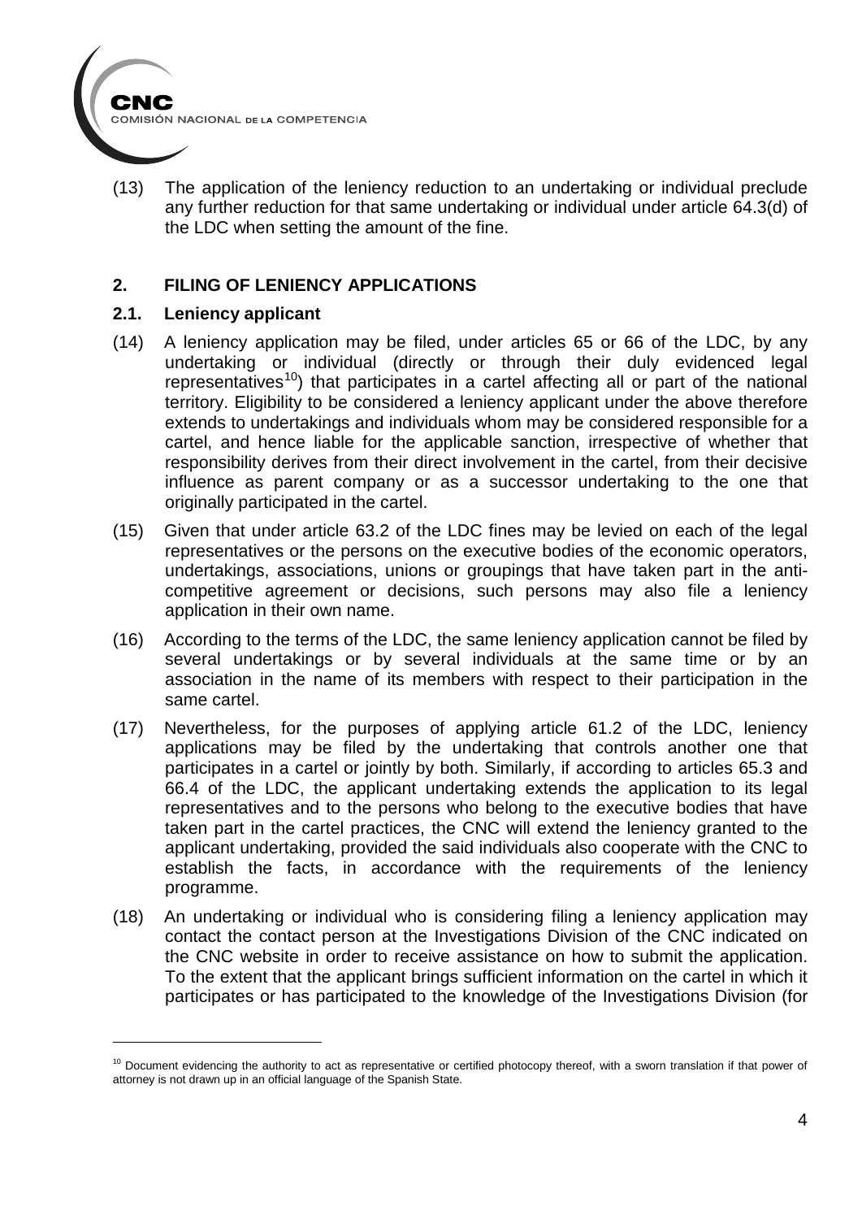(13) The application of the leniency reduction to an undertaking or individual preclude any further reduction for that same undertaking or individual under article 64.3(d) of the LDC when setting the amount of the fine.

## 2. FILING OF LENIENCY APPLICATIONS

### 2.1. Leniency applicant

(14) A leniency application may be filed, under articles 65 or 66 of the LDC, by any undertaking or individual (directly or through their duly evidenced legal representatives[10]) that participates in a cartel affecting all or part of the national territory. Eligibility to be considered a leniency applicant under the above therefore extends to undertakings and individuals whom may be considered responsible for a cartel, and hence liable for the applicable sanction, irrespective of whether that responsibility derives from their direct involvement in the cartel, from their decisive influence as parent company or as a successor undertaking to the one that originally participated in the cartel.

(15) Given that under article 63.2 of the LDC fines may be levied on each of the legal representatives or the persons on the executive bodies of the economic operators, undertakings, associations, unions or groupings that have taken part in the anti-competitive agreement or decisions, such persons may also file a leniency application in their own name.

(16) According to the terms of the LDC, the same leniency application cannot be filed by several undertakings or by several individuals at the same time or by an association in the name of its members with respect to their participation in the same cartel.

(17) Nevertheless, for the purposes of applying article 61.2 of the LDC, leniency applications may be filed by the undertaking that controls another one that participates in a cartel or jointly by both. Similarly, if according to articles 65.3 and 66.4 of the LDC, the applicant undertaking extends the application to its legal representatives and to the persons who belong to the executive bodies that have taken part in the cartel practices, the CNC will extend the leniency granted to the applicant undertaking, provided the said individuals also cooperate with the CNC to establish the facts, in accordance with the requirements of the leniency programme.

(18) An undertaking or individual who is considering filing a leniency application may contact the contact person at the Investigations Division of the CNC indicated on the CNC website in order to receive assistance on how to submit the application. To the extent that the applicant brings sufficient information on the cartel in which it participates or has participated to the knowledge of the Investigations Division (for

---

[10] Document evidencing the authority to act as representative or certified photocopy thereof, with a sworn translation if that power of attorney is not drawn up in an official language of the Spanish State.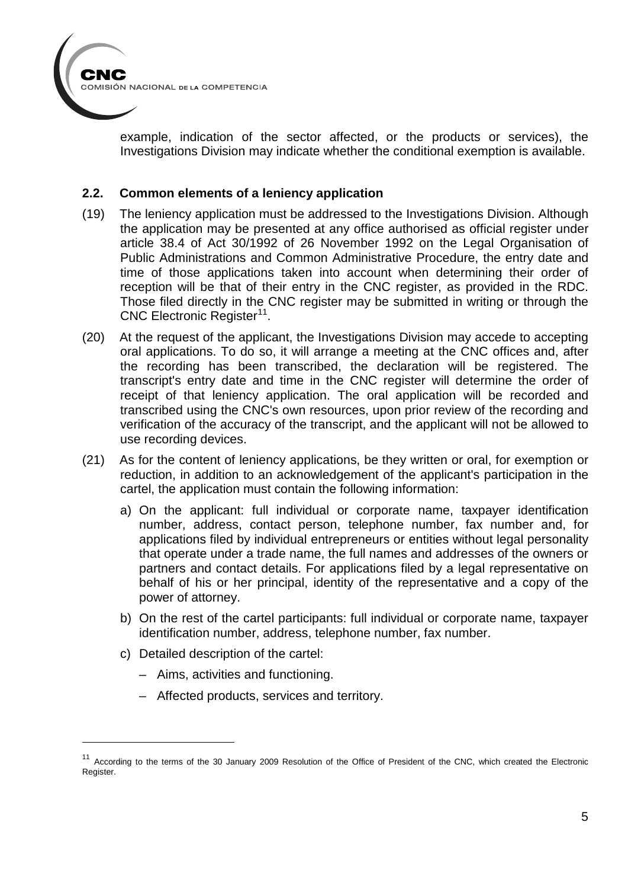example, indication of the sector affected, or the products or services), the Investigations Division may indicate whether the conditional exemption is available.

## 2.2. Common elements of a leniency application

(19) The leniency application must be addressed to the Investigations Division. Although the application may be presented at any office authorised as official register under article 38.4 of Act 30/1992 of 26 November 1992 on the Legal Organisation of Public Administrations and Common Administrative Procedure, the entry date and time of those applications taken into account when determining their order of reception will be that of their entry in the CNC register, as provided in the RDC. Those filed directly in the CNC register may be submitted in writing or through the CNC Electronic Register[11].

(20) At the request of the applicant, the Investigations Division may accede to accepting oral applications. To do so, it will arrange a meeting at the CNC offices and, after the recording has been transcribed, the declaration will be registered. The transcript's entry date and time in the CNC register will determine the order of receipt of that leniency application. The oral application will be recorded and transcribed using the CNC's own resources, upon prior review of the recording and verification of the accuracy of the transcript, and the applicant will not be allowed to use recording devices.

(21) As for the content of leniency applications, be they written or oral, for exemption or reduction, in addition to an acknowledgement of the applicant's participation in the cartel, the application must contain the following information:

a) On the applicant: full individual or corporate name, taxpayer identification number, address, contact person, telephone number, fax number and, for applications filed by individual entrepreneurs or entities without legal personality that operate under a trade name, the full names and addresses of the owners or partners and contact details. For applications filed by a legal representative on behalf of his or her principal, identity of the representative and a copy of the power of attorney.

b) On the rest of the cartel participants: full individual or corporate name, taxpayer identification number, address, telephone number, fax number.

c) Detailed description of the cartel:

- Aims, activities and functioning.
- Affected products, services and territory.

---

[11] According to the terms of the 30 January 2009 Resolution of the Office of President of the CNC, which created the Electronic Register.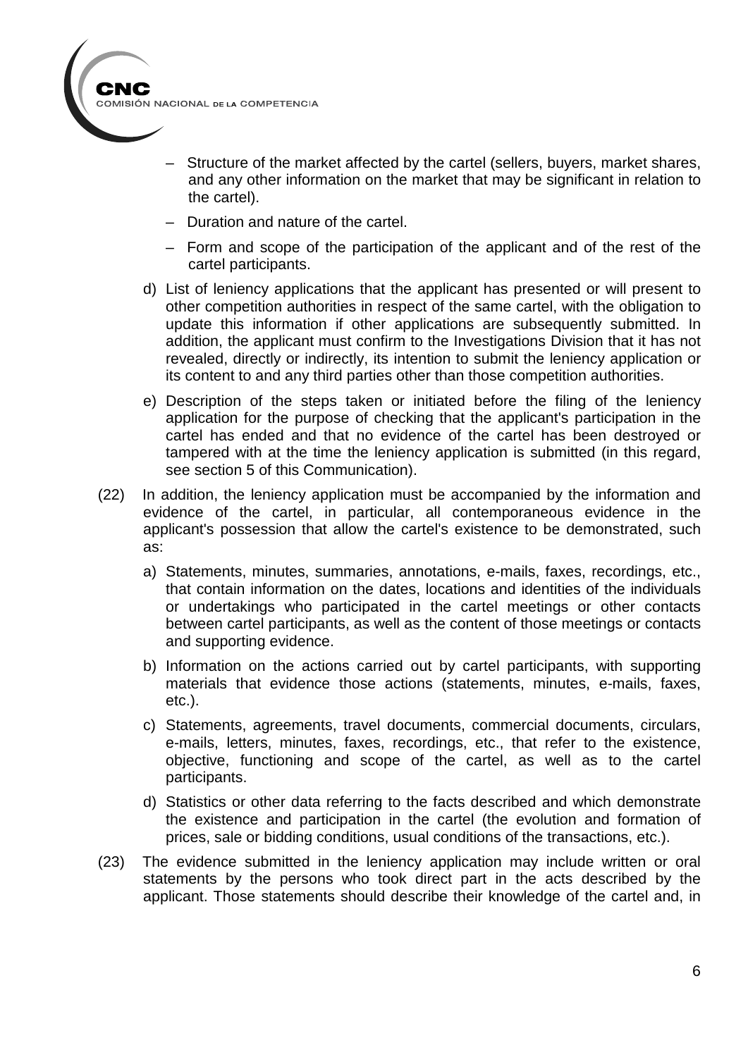– Structure of the market affected by the cartel (sellers, buyers, market shares, and any other information on the market that may be significant in relation to the cartel).

– Duration and nature of the cartel.

– Form and scope of the participation of the applicant and of the rest of the cartel participants.

d) List of leniency applications that the applicant has presented or will present to other competition authorities in respect of the same cartel, with the obligation to update this information if other applications are subsequently submitted. In addition, the applicant must confirm to the Investigations Division that it has not revealed, directly or indirectly, its intention to submit the leniency application or its content to and any third parties other than those competition authorities.

e) Description of the steps taken or initiated before the filing of the leniency application for the purpose of checking that the applicant's participation in the cartel has ended and that no evidence of the cartel has been destroyed or tampered with at the time the leniency application is submitted (in this regard, see section 5 of this Communication).

(22) In addition, the leniency application must be accompanied by the information and evidence of the cartel, in particular, all contemporaneous evidence in the applicant's possession that allow the cartel's existence to be demonstrated, such as:

a) Statements, minutes, summaries, annotations, e-mails, faxes, recordings, etc., that contain information on the dates, locations and identities of the individuals or undertakings who participated in the cartel meetings or other contacts between cartel participants, as well as the content of those meetings or contacts and supporting evidence.

b) Information on the actions carried out by cartel participants, with supporting materials that evidence those actions (statements, minutes, e-mails, faxes, etc.).

c) Statements, agreements, travel documents, commercial documents, circulars, e-mails, letters, minutes, faxes, recordings, etc., that refer to the existence, objective, functioning and scope of the cartel, as well as to the cartel participants.

d) Statistics or other data referring to the facts described and which demonstrate the existence and participation in the cartel (the evolution and formation of prices, sale or bidding conditions, usual conditions of the transactions, etc.).

(23) The evidence submitted in the leniency application may include written or oral statements by the persons who took direct part in the acts described by the applicant. Those statements should describe their knowledge of the cartel and, in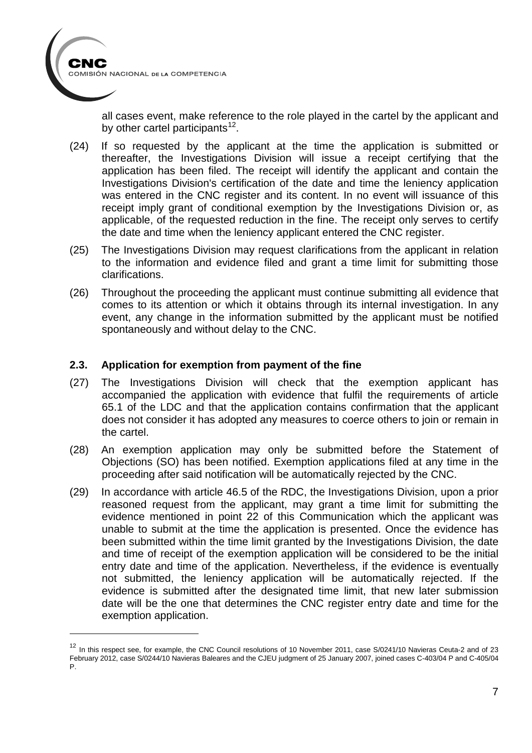all cases event, make reference to the role played in the cartel by the applicant and by other cartel participants[12].

(24) If so requested by the applicant at the time the application is submitted or thereafter, the Investigations Division will issue a receipt certifying that the application has been filed. The receipt will identify the applicant and contain the Investigations Division's certification of the date and time the leniency application was entered in the CNC register and its content. In no event will issuance of this receipt imply grant of conditional exemption by the Investigations Division or, as applicable, of the requested reduction in the fine. The receipt only serves to certify the date and time when the leniency applicant entered the CNC register.

(25) The Investigations Division may request clarifications from the applicant in relation to the information and evidence filed and grant a time limit for submitting those clarifications.

(26) Throughout the proceeding the applicant must continue submitting all evidence that comes to its attention or which it obtains through its internal investigation. In any event, any change in the information submitted by the applicant must be notified spontaneously and without delay to the CNC.

### 2.3. Application for exemption from payment of the fine

(27) The Investigations Division will check that the exemption applicant has accompanied the application with evidence that fulfil the requirements of article 65.1 of the LDC and that the application contains confirmation that the applicant does not consider it has adopted any measures to coerce others to join or remain in the cartel.

(28) An exemption application may only be submitted before the Statement of Objections (SO) has been notified. Exemption applications filed at any time in the proceeding after said notification will be automatically rejected by the CNC.

(29) In accordance with article 46.5 of the RDC, the Investigations Division, upon a prior reasoned request from the applicant, may grant a time limit for submitting the evidence mentioned in point 22 of this Communication which the applicant was unable to submit at the time the application is presented. Once the evidence has been submitted within the time limit granted by the Investigations Division, the date and time of receipt of the exemption application will be considered to be the initial entry date and time of the application. Nevertheless, if the evidence is eventually not submitted, the leniency application will be automatically rejected. If the evidence is submitted after the designated time limit, that new later submission date will be the one that determines the CNC register entry date and time for the exemption application.

---

[12] In this respect see, for example, the CNC Council resolutions of 10 November 2011, case S/0241/10 Navieras Ceuta-2 and of 23 February 2012, case S/0244/10 Navieras Baleares and the CJEU judgment of 25 January 2007, joined cases C-403/04 P and C-405/04 P.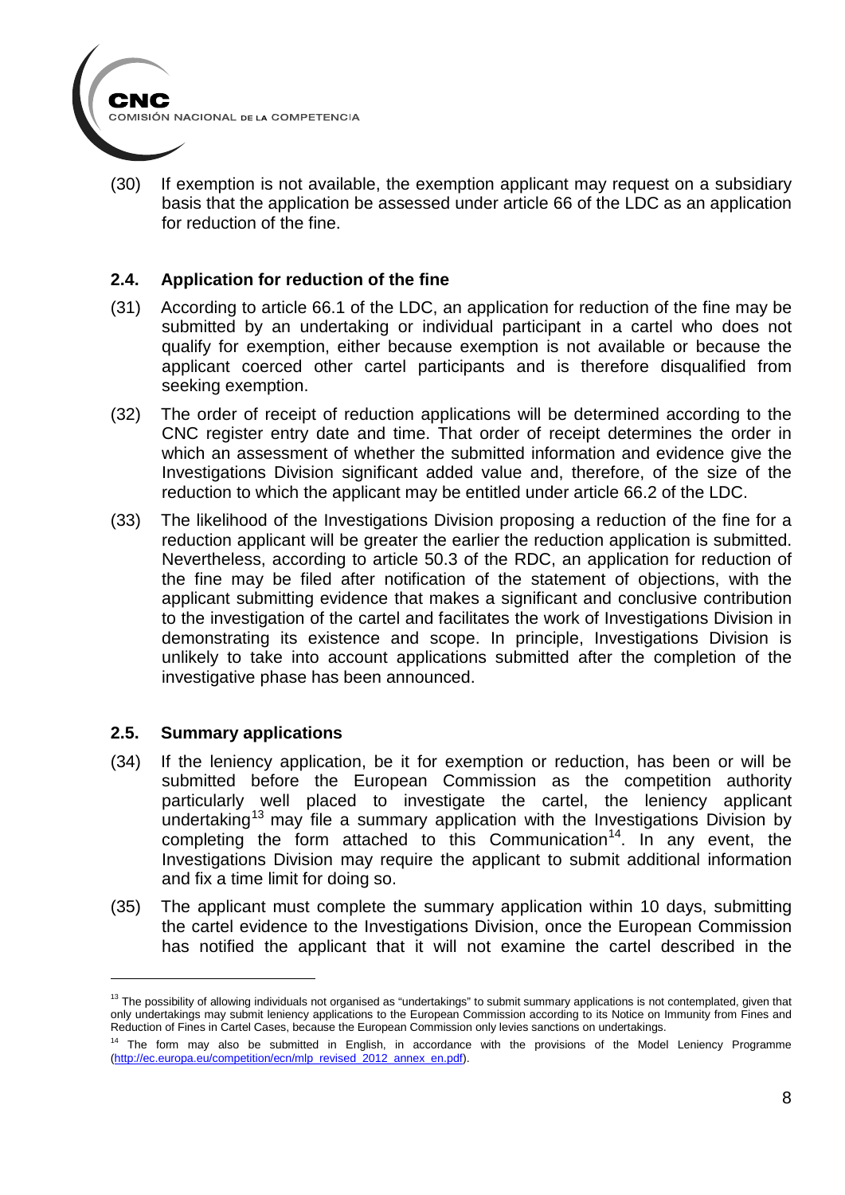(30) If exemption is not available, the exemption applicant may request on a subsidiary basis that the application be assessed under article 66 of the LDC as an application for reduction of the fine.

### 2.4. Application for reduction of the fine

(31) According to article 66.1 of the LDC, an application for reduction of the fine may be submitted by an undertaking or individual participant in a cartel who does not qualify for exemption, either because exemption is not available or because the applicant coerced other cartel participants and is therefore disqualified from seeking exemption.

(32) The order of receipt of reduction applications will be determined according to the CNC register entry date and time. That order of receipt determines the order in which an assessment of whether the submitted information and evidence give the Investigations Division significant added value and, therefore, of the size of the reduction to which the applicant may be entitled under article 66.2 of the LDC.

(33) The likelihood of the Investigations Division proposing a reduction of the fine for a reduction applicant will be greater the earlier the reduction application is submitted. Nevertheless, according to article 50.3 of the RDC, an application for reduction of the fine may be filed after notification of the statement of objections, with the applicant submitting evidence that makes a significant and conclusive contribution to the investigation of the cartel and facilitates the work of Investigations Division in demonstrating its existence and scope. In principle, Investigations Division is unlikely to take into account applications submitted after the completion of the investigative phase has been announced.

### 2.5. Summary applications

(34) If the leniency application, be it for exemption or reduction, has been or will be submitted before the European Commission as the competition authority particularly well placed to investigate the cartel, the leniency applicant undertaking[13] may file a summary application with the Investigations Division by completing the form attached to this Communication[14]. In any event, the Investigations Division may require the applicant to submit additional information and fix a time limit for doing so.

(35) The applicant must complete the summary application within 10 days, submitting the cartel evidence to the Investigations Division, once the European Commission has notified the applicant that it will not examine the cartel described in the

---

[13] The possibility of allowing individuals not organised as "undertakings" to submit summary applications is not contemplated, given that only undertakings may submit leniency applications to the European Commission according to its Notice on Immunity from Fines and Reduction of Fines in Cartel Cases, because the European Commission only levies sanctions on undertakings.

[14] The form may also be submitted in English, in accordance with the provisions of the Model Leniency Programme (http://ec.europa.eu/competition/ecn/mlp_revised_2012_annex_en.pdf).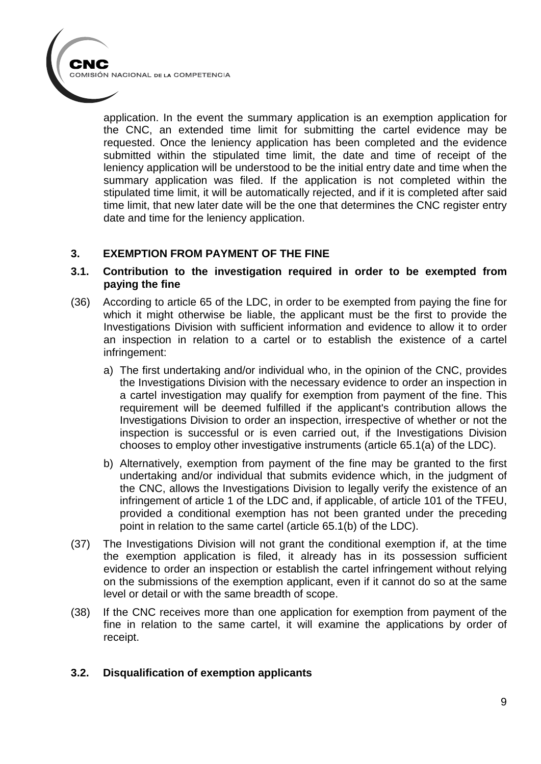application. In the event the summary application is an exemption application for the CNC, an extended time limit for submitting the cartel evidence may be requested. Once the leniency application has been completed and the evidence submitted within the stipulated time limit, the date and time of receipt of the leniency application will be understood to be the initial entry date and time when the summary application was filed. If the application is not completed within the stipulated time limit, it will be automatically rejected, and if it is completed after said time limit, that new later date will be the one that determines the CNC register entry date and time for the leniency application.

## 3. EXEMPTION FROM PAYMENT OF THE FINE

### 3.1. Contribution to the investigation required in order to be exempted from paying the fine

(36) According to article 65 of the LDC, in order to be exempted from paying the fine for which it might otherwise be liable, the applicant must be the first to provide the Investigations Division with sufficient information and evidence to allow it to order an inspection in relation to a cartel or to establish the existence of a cartel infringement:

a) The first undertaking and/or individual who, in the opinion of the CNC, provides the Investigations Division with the necessary evidence to order an inspection in a cartel investigation may qualify for exemption from payment of the fine. This requirement will be deemed fulfilled if the applicant's contribution allows the Investigations Division to order an inspection, irrespective of whether or not the inspection is successful or is even carried out, if the Investigations Division chooses to employ other investigative instruments (article 65.1(a) of the LDC).

b) Alternatively, exemption from payment of the fine may be granted to the first undertaking and/or individual that submits evidence which, in the judgment of the CNC, allows the Investigations Division to legally verify the existence of an infringement of article 1 of the LDC and, if applicable, of article 101 of the TFEU, provided a conditional exemption has not been granted under the preceding point in relation to the same cartel (article 65.1(b) of the LDC).

(37) The Investigations Division will not grant the conditional exemption if, at the time the exemption application is filed, it already has in its possession sufficient evidence to order an inspection or establish the cartel infringement without relying on the submissions of the exemption applicant, even if it cannot do so at the same level or detail or with the same breadth of scope.

(38) If the CNC receives more than one application for exemption from payment of the fine in relation to the same cartel, it will examine the applications by order of receipt.

### 3.2. Disqualification of exemption applicants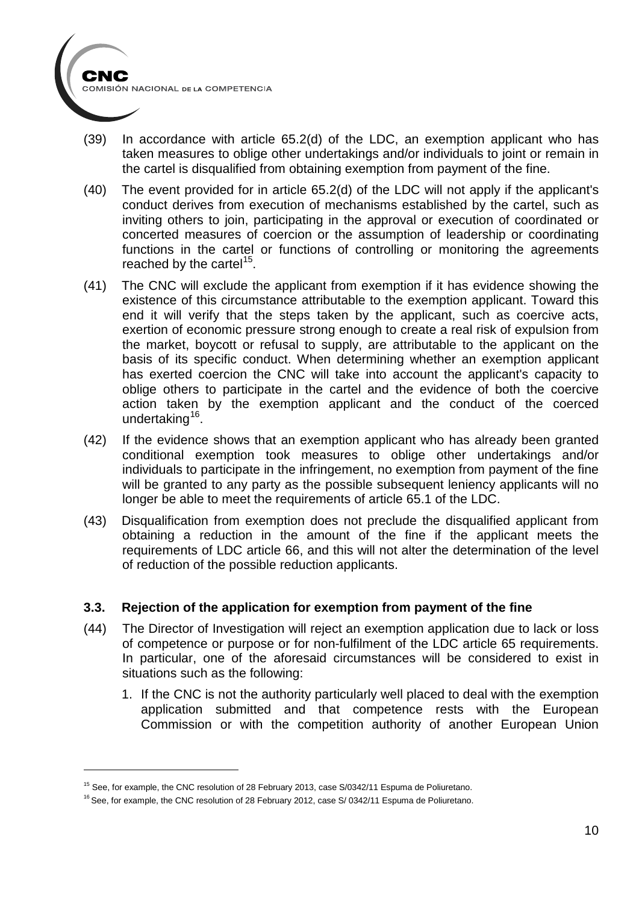(39) In accordance with article 65.2(d) of the LDC, an exemption applicant who has taken measures to oblige other undertakings and/or individuals to joint or remain in the cartel is disqualified from obtaining exemption from payment of the fine.

(40) The event provided for in article 65.2(d) of the LDC will not apply if the applicant's conduct derives from execution of mechanisms established by the cartel, such as inviting others to join, participating in the approval or execution of coordinated or concerted measures of coercion or the assumption of leadership or coordinating functions in the cartel or functions of controlling or monitoring the agreements reached by the cartel[15].

(41) The CNC will exclude the applicant from exemption if it has evidence showing the existence of this circumstance attributable to the exemption applicant. Toward this end it will verify that the steps taken by the applicant, such as coercive acts, exertion of economic pressure strong enough to create a real risk of expulsion from the market, boycott or refusal to supply, are attributable to the applicant on the basis of its specific conduct. When determining whether an exemption applicant has exerted coercion the CNC will take into account the applicant's capacity to oblige others to participate in the cartel and the evidence of both the coercive action taken by the exemption applicant and the conduct of the coerced undertaking[16].

(42) If the evidence shows that an exemption applicant who has already been granted conditional exemption took measures to oblige other undertakings and/or individuals to participate in the infringement, no exemption from payment of the fine will be granted to any party as the possible subsequent leniency applicants will no longer be able to meet the requirements of article 65.1 of the LDC.

(43) Disqualification from exemption does not preclude the disqualified applicant from obtaining a reduction in the amount of the fine if the applicant meets the requirements of LDC article 66, and this will not alter the determination of the level of reduction of the possible reduction applicants.

### 3.3. Rejection of the application for exemption from payment of the fine

(44) The Director of Investigation will reject an exemption application due to lack or loss of competence or purpose or for non-fulfilment of the LDC article 65 requirements. In particular, one of the aforesaid circumstances will be considered to exist in situations such as the following:

1. If the CNC is not the authority particularly well placed to deal with the exemption application submitted and that competence rests with the European Commission or with the competition authority of another European Union

---

[15] See, for example, the CNC resolution of 28 February 2013, case S/0342/11 Espuma de Poliuretano.

[16] See, for example, the CNC resolution of 28 February 2012, case S/ 0342/11 Espuma de Poliuretano.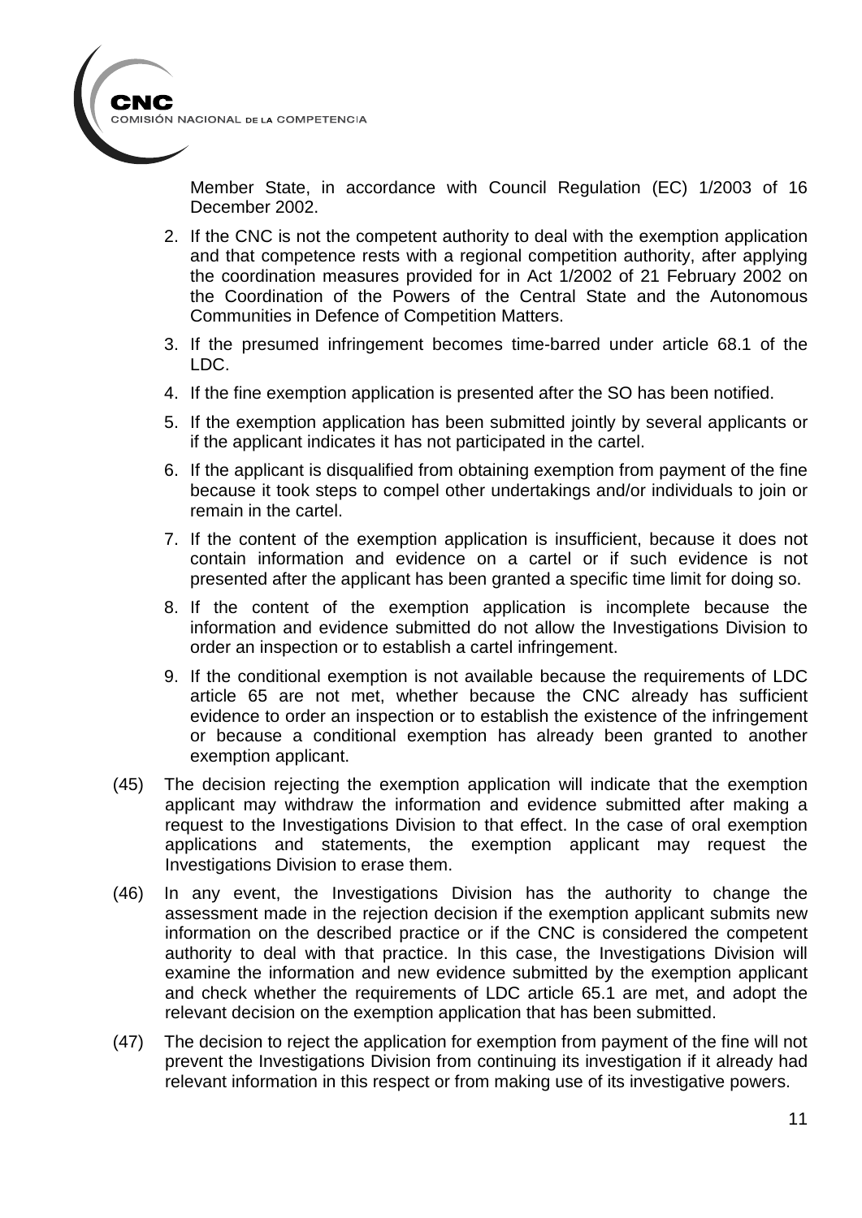Member State, in accordance with Council Regulation (EC) 1/2003 of 16 December 2002.

2. If the CNC is not the competent authority to deal with the exemption application and that competence rests with a regional competition authority, after applying the coordination measures provided for in Act 1/2002 of 21 February 2002 on the Coordination of the Powers of the Central State and the Autonomous Communities in Defence of Competition Matters.
3. If the presumed infringement becomes time-barred under article 68.1 of the LDC.
4. If the fine exemption application is presented after the SO has been notified.
5. If the exemption application has been submitted jointly by several applicants or if the applicant indicates it has not participated in the cartel.
6. If the applicant is disqualified from obtaining exemption from payment of the fine because it took steps to compel other undertakings and/or individuals to join or remain in the cartel.
7. If the content of the exemption application is insufficient, because it does not contain information and evidence on a cartel or if such evidence is not presented after the applicant has been granted a specific time limit for doing so.
8. If the content of the exemption application is incomplete because the information and evidence submitted do not allow the Investigations Division to order an inspection or to establish a cartel infringement.
9. If the conditional exemption is not available because the requirements of LDC article 65 are not met, whether because the CNC already has sufficient evidence to order an inspection or to establish the existence of the infringement or because a conditional exemption has already been granted to another exemption applicant.

(45) The decision rejecting the exemption application will indicate that the exemption applicant may withdraw the information and evidence submitted after making a request to the Investigations Division to that effect. In the case of oral exemption applications and statements, the exemption applicant may request the Investigations Division to erase them.

(46) In any event, the Investigations Division has the authority to change the assessment made in the rejection decision if the exemption applicant submits new information on the described practice or if the CNC is considered the competent authority to deal with that practice. In this case, the Investigations Division will examine the information and new evidence submitted by the exemption applicant and check whether the requirements of LDC article 65.1 are met, and adopt the relevant decision on the exemption application that has been submitted.

(47) The decision to reject the application for exemption from payment of the fine will not prevent the Investigations Division from continuing its investigation if it already had relevant information in this respect or from making use of its investigative powers.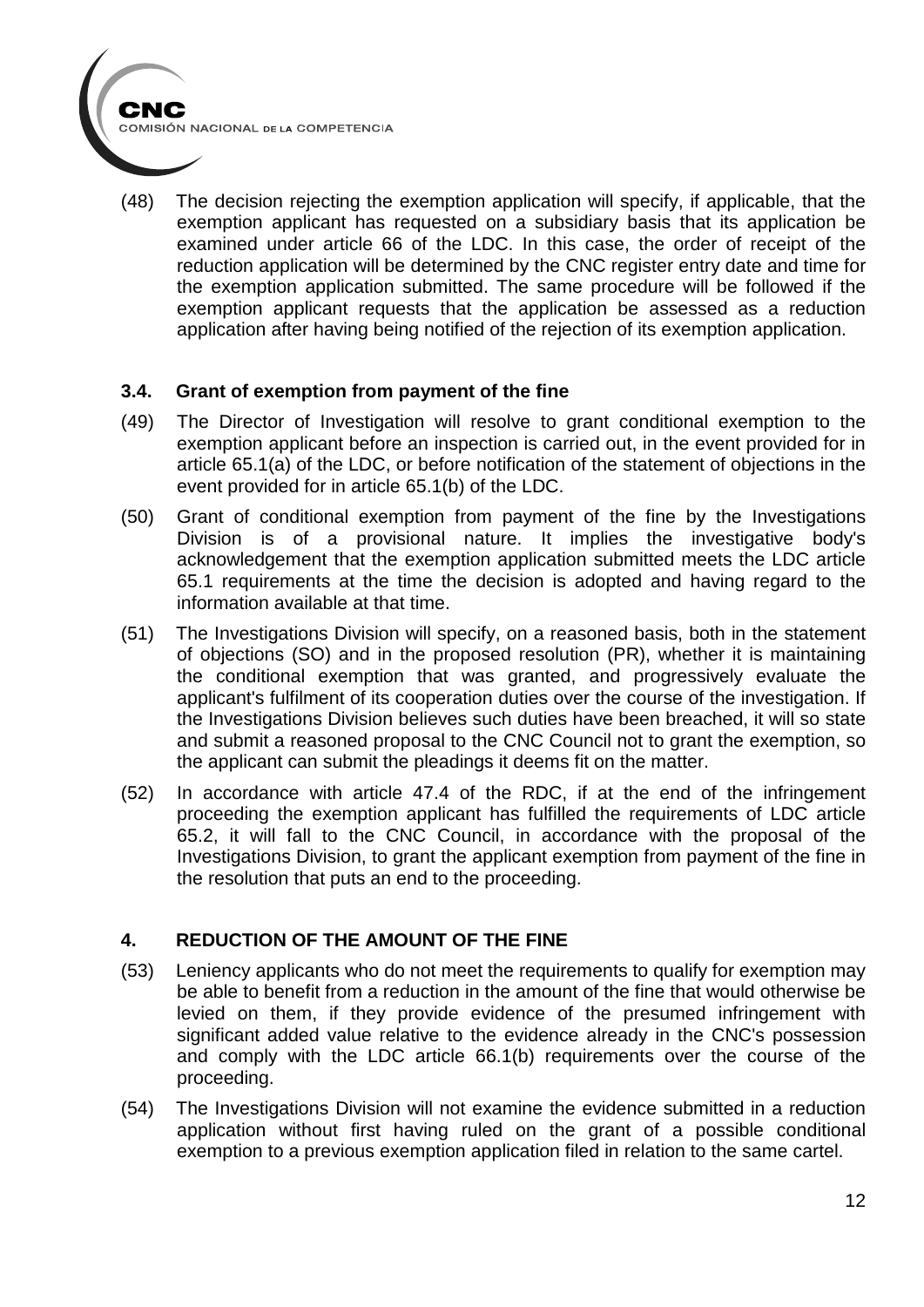(48) The decision rejecting the exemption application will specify, if applicable, that the exemption applicant has requested on a subsidiary basis that its application be examined under article 66 of the LDC. In this case, the order of receipt of the reduction application will be determined by the CNC register entry date and time for the exemption application submitted. The same procedure will be followed if the exemption applicant requests that the application be assessed as a reduction application after having being notified of the rejection of its exemption application.

### 3.4. Grant of exemption from payment of the fine

(49) The Director of Investigation will resolve to grant conditional exemption to the exemption applicant before an inspection is carried out, in the event provided for in article 65.1(a) of the LDC, or before notification of the statement of objections in the event provided for in article 65.1(b) of the LDC.

(50) Grant of conditional exemption from payment of the fine by the Investigations Division is of a provisional nature. It implies the investigative body's acknowledgement that the exemption application submitted meets the LDC article 65.1 requirements at the time the decision is adopted and having regard to the information available at that time.

(51) The Investigations Division will specify, on a reasoned basis, both in the statement of objections (SO) and in the proposed resolution (PR), whether it is maintaining the conditional exemption that was granted, and progressively evaluate the applicant's fulfilment of its cooperation duties over the course of the investigation. If the Investigations Division believes such duties have been breached, it will so state and submit a reasoned proposal to the CNC Council not to grant the exemption, so the applicant can submit the pleadings it deems fit on the matter.

(52) In accordance with article 47.4 of the RDC, if at the end of the infringement proceeding the exemption applicant has fulfilled the requirements of LDC article 65.2, it will fall to the CNC Council, in accordance with the proposal of the Investigations Division, to grant the applicant exemption from payment of the fine in the resolution that puts an end to the proceeding.

## 4. REDUCTION OF THE AMOUNT OF THE FINE

(53) Leniency applicants who do not meet the requirements to qualify for exemption may be able to benefit from a reduction in the amount of the fine that would otherwise be levied on them, if they provide evidence of the presumed infringement with significant added value relative to the evidence already in the CNC's possession and comply with the LDC article 66.1(b) requirements over the course of the proceeding.

(54) The Investigations Division will not examine the evidence submitted in a reduction application without first having ruled on the grant of a possible conditional exemption to a previous exemption application filed in relation to the same cartel.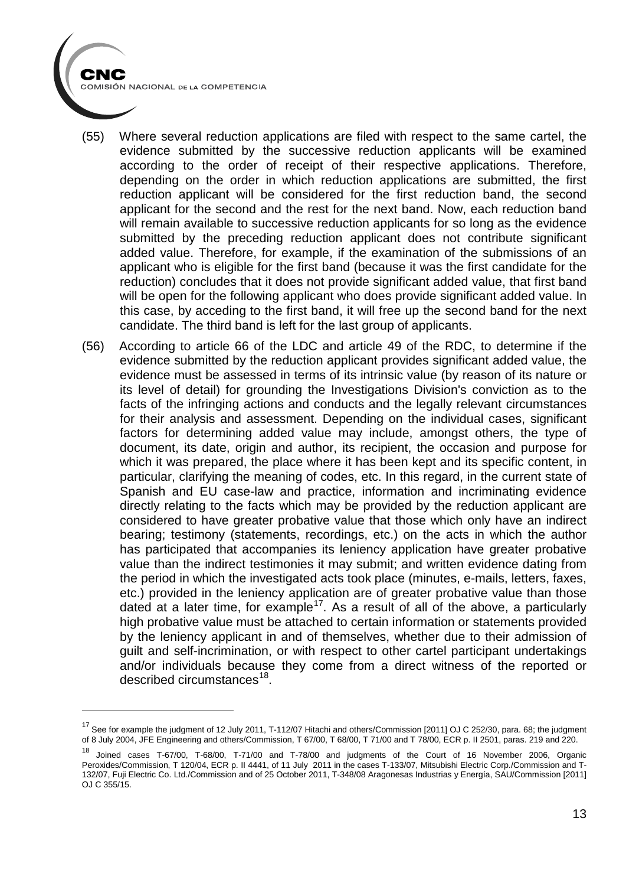(55) Where several reduction applications are filed with respect to the same cartel, the evidence submitted by the successive reduction applicants will be examined according to the order of receipt of their respective applications. Therefore, depending on the order in which reduction applications are submitted, the first reduction applicant will be considered for the first reduction band, the second applicant for the second and the rest for the next band. Now, each reduction band will remain available to successive reduction applicants for so long as the evidence submitted by the preceding reduction applicant does not contribute significant added value. Therefore, for example, if the examination of the submissions of an applicant who is eligible for the first band (because it was the first candidate for the reduction) concludes that it does not provide significant added value, that first band will be open for the following applicant who does provide significant added value. In this case, by acceding to the first band, it will free up the second band for the next candidate. The third band is left for the last group of applicants.

(56) According to article 66 of the LDC and article 49 of the RDC, to determine if the evidence submitted by the reduction applicant provides significant added value, the evidence must be assessed in terms of its intrinsic value (by reason of its nature or its level of detail) for grounding the Investigations Division's conviction as to the facts of the infringing actions and conducts and the legally relevant circumstances for their analysis and assessment. Depending on the individual cases, significant factors for determining added value may include, amongst others, the type of document, its date, origin and author, its recipient, the occasion and purpose for which it was prepared, the place where it has been kept and its specific content, in particular, clarifying the meaning of codes, etc. In this regard, in the current state of Spanish and EU case-law and practice, information and incriminating evidence directly relating to the facts which may be provided by the reduction applicant are considered to have greater probative value that those which only have an indirect bearing; testimony (statements, recordings, etc.) on the acts in which the author has participated that accompanies its leniency application have greater probative value than the indirect testimonies it may submit; and written evidence dating from the period in which the investigated acts took place (minutes, e-mails, letters, faxes, etc.) provided in the leniency application are of greater probative value than those dated at a later time, for example[17]. As a result of all of the above, a particularly high probative value must be attached to certain information or statements provided by the leniency applicant in and of themselves, whether due to their admission of guilt and self-incrimination, or with respect to other cartel participant undertakings and/or individuals because they come from a direct witness of the reported or described circumstances[18].

---

[17] See for example the judgment of 12 July 2011, T-112/07 Hitachi and others/Commission [2011] OJ C 252/30, para. 68; the judgment of 8 July 2004, JFE Engineering and others/Commission, T 67/00, T 68/00, T 71/00 and T 78/00, ECR p. II 2501, paras. 219 and 220.

[18] Joined cases T-67/00, T-68/00, T-71/00 and T-78/00 and judgments of the Court of 16 November 2006, Organic Peroxides/Commission, T 120/04, ECR p. II 4441, of 11 July 2011 in the cases T-133/07, Mitsubishi Electric Corp./Commission and T-132/07, Fuji Electric Co. Ltd./Commission and of 25 October 2011, T-348/08 Aragonesas Industrias y Energía, SAU/Commission [2011] OJ C 355/15.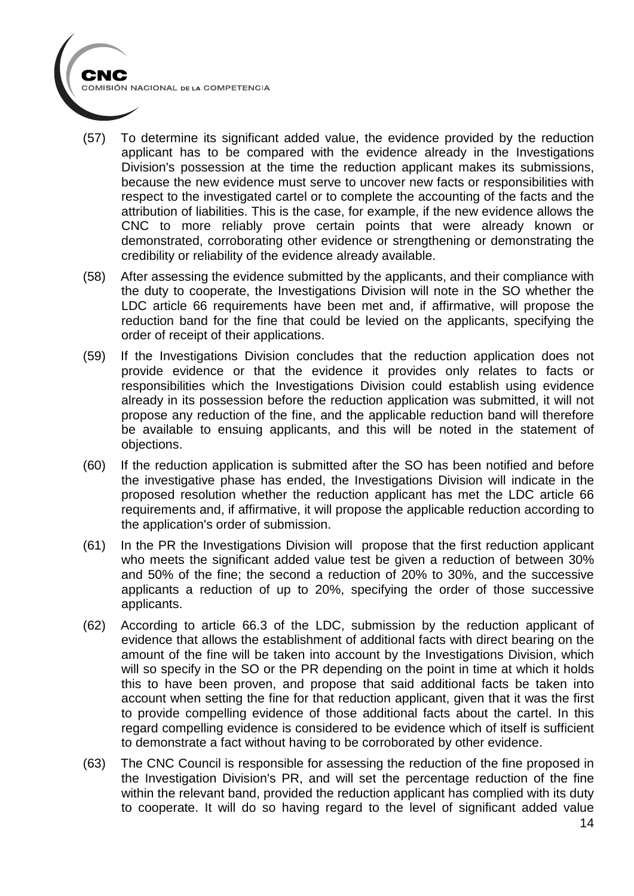(57) To determine its significant added value, the evidence provided by the reduction applicant has to be compared with the evidence already in the Investigations Division's possession at the time the reduction applicant makes its submissions, because the new evidence must serve to uncover new facts or responsibilities with respect to the investigated cartel or to complete the accounting of the facts and the attribution of liabilities. This is the case, for example, if the new evidence allows the CNC to more reliably prove certain points that were already known or demonstrated, corroborating other evidence or strengthening or demonstrating the credibility or reliability of the evidence already available.

(58) After assessing the evidence submitted by the applicants, and their compliance with the duty to cooperate, the Investigations Division will note in the SO whether the LDC article 66 requirements have been met and, if affirmative, will propose the reduction band for the fine that could be levied on the applicants, specifying the order of receipt of their applications.

(59) If the Investigations Division concludes that the reduction application does not provide evidence or that the evidence it provides only relates to facts or responsibilities which the Investigations Division could establish using evidence already in its possession before the reduction application was submitted, it will not propose any reduction of the fine, and the applicable reduction band will therefore be available to ensuing applicants, and this will be noted in the statement of objections.

(60) If the reduction application is submitted after the SO has been notified and before the investigative phase has ended, the Investigations Division will indicate in the proposed resolution whether the reduction applicant has met the LDC article 66 requirements and, if affirmative, it will propose the applicable reduction according to the application's order of submission.

(61) In the PR the Investigations Division will propose that the first reduction applicant who meets the significant added value test be given a reduction of between 30% and 50% of the fine; the second a reduction of 20% to 30%, and the successive applicants a reduction of up to 20%, specifying the order of those successive applicants.

(62) According to article 66.3 of the LDC, submission by the reduction applicant of evidence that allows the establishment of additional facts with direct bearing on the amount of the fine will be taken into account by the Investigations Division, which will so specify in the SO or the PR depending on the point in time at which it holds this to have been proven, and propose that said additional facts be taken into account when setting the fine for that reduction applicant, given that it was the first to provide compelling evidence of those additional facts about the cartel. In this regard compelling evidence is considered to be evidence which of itself is sufficient to demonstrate a fact without having to be corroborated by other evidence.

(63) The CNC Council is responsible for assessing the reduction of the fine proposed in the Investigation Division's PR, and will set the percentage reduction of the fine within the relevant band, provided the reduction applicant has complied with its duty to cooperate. It will do so having regard to the level of significant added value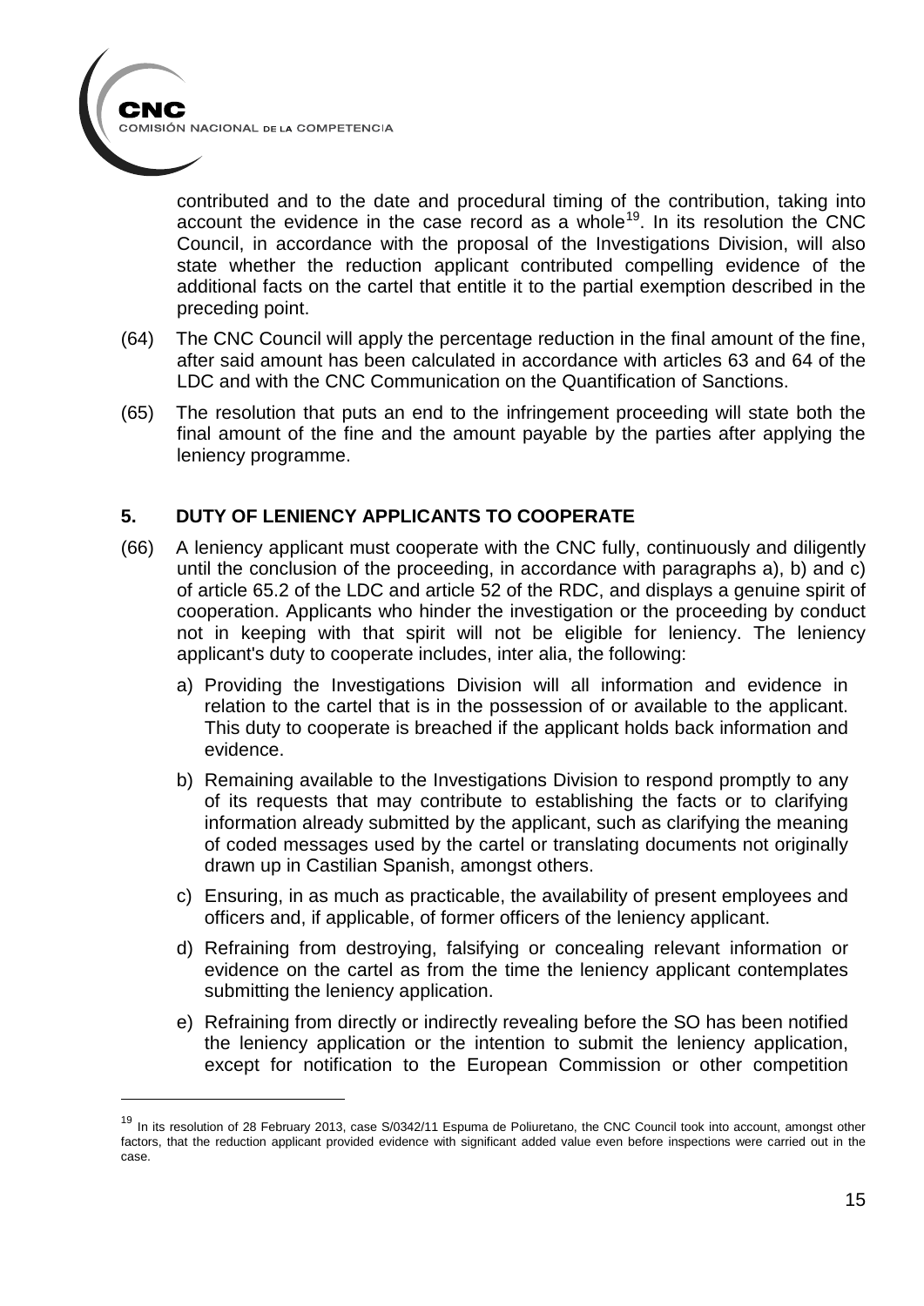contributed and to the date and procedural timing of the contribution, taking into account the evidence in the case record as a whole[19]. In its resolution the CNC Council, in accordance with the proposal of the Investigations Division, will also state whether the reduction applicant contributed compelling evidence of the additional facts on the cartel that entitle it to the partial exemption described in the preceding point.

(64) The CNC Council will apply the percentage reduction in the final amount of the fine, after said amount has been calculated in accordance with articles 63 and 64 of the LDC and with the CNC Communication on the Quantification of Sanctions.

(65) The resolution that puts an end to the infringement proceeding will state both the final amount of the fine and the amount payable by the parties after applying the leniency programme.

## 5. DUTY OF LENIENCY APPLICANTS TO COOPERATE

(66) A leniency applicant must cooperate with the CNC fully, continuously and diligently until the conclusion of the proceeding, in accordance with paragraphs a), b) and c) of article 65.2 of the LDC and article 52 of the RDC, and displays a genuine spirit of cooperation. Applicants who hinder the investigation or the proceeding by conduct not in keeping with that spirit will not be eligible for leniency. The leniency applicant's duty to cooperate includes, inter alia, the following:

a) Providing the Investigations Division will all information and evidence in relation to the cartel that is in the possession of or available to the applicant. This duty to cooperate is breached if the applicant holds back information and evidence.

b) Remaining available to the Investigations Division to respond promptly to any of its requests that may contribute to establishing the facts or to clarifying information already submitted by the applicant, such as clarifying the meaning of coded messages used by the cartel or translating documents not originally drawn up in Castilian Spanish, amongst others.

c) Ensuring, in as much as practicable, the availability of present employees and officers and, if applicable, of former officers of the leniency applicant.

d) Refraining from destroying, falsifying or concealing relevant information or evidence on the cartel as from the time the leniency applicant contemplates submitting the leniency application.

e) Refraining from directly or indirectly revealing before the SO has been notified the leniency application or the intention to submit the leniency application, except for notification to the European Commission or other competition

[19] In its resolution of 28 February 2013, case S/0342/11 Espuma de Poliuretano, the CNC Council took into account, amongst other factors, that the reduction applicant provided evidence with significant added value even before inspections were carried out in the case.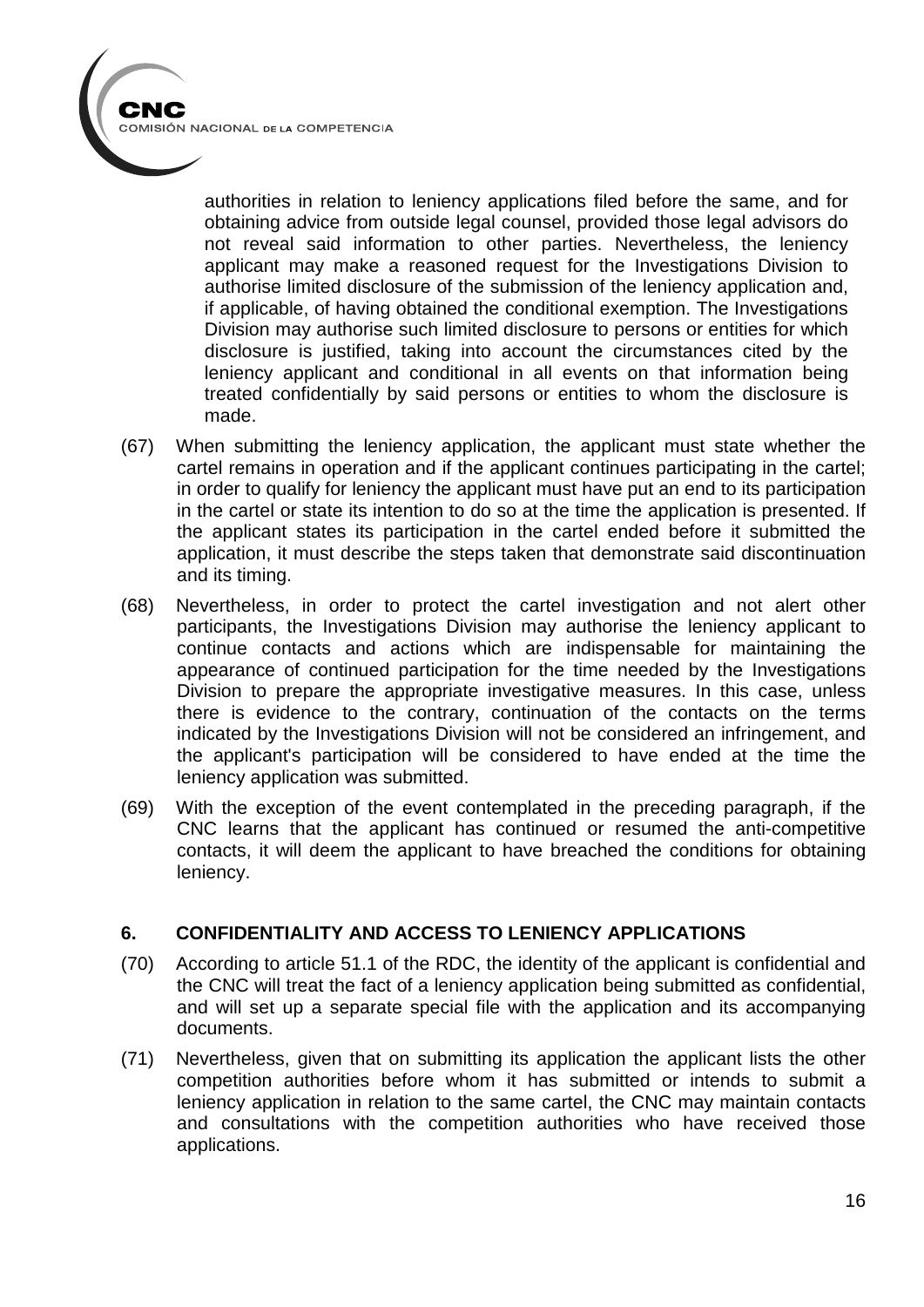authorities in relation to leniency applications filed before the same, and for obtaining advice from outside legal counsel, provided those legal advisors do not reveal said information to other parties. Nevertheless, the leniency applicant may make a reasoned request for the Investigations Division to authorise limited disclosure of the submission of the leniency application and, if applicable, of having obtained the conditional exemption. The Investigations Division may authorise such limited disclosure to persons or entities for which disclosure is justified, taking into account the circumstances cited by the leniency applicant and conditional in all events on that information being treated confidentially by said persons or entities to whom the disclosure is made.

(67) When submitting the leniency application, the applicant must state whether the cartel remains in operation and if the applicant continues participating in the cartel; in order to qualify for leniency the applicant must have put an end to its participation in the cartel or state its intention to do so at the time the application is presented. If the applicant states its participation in the cartel ended before it submitted the application, it must describe the steps taken that demonstrate said discontinuation and its timing.

(68) Nevertheless, in order to protect the cartel investigation and not alert other participants, the Investigations Division may authorise the leniency applicant to continue contacts and actions which are indispensable for maintaining the appearance of continued participation for the time needed by the Investigations Division to prepare the appropriate investigative measures. In this case, unless there is evidence to the contrary, continuation of the contacts on the terms indicated by the Investigations Division will not be considered an infringement, and the applicant's participation will be considered to have ended at the time the leniency application was submitted.

(69) With the exception of the event contemplated in the preceding paragraph, if the CNC learns that the applicant has continued or resumed the anti-competitive contacts, it will deem the applicant to have breached the conditions for obtaining leniency.

## 6. CONFIDENTIALITY AND ACCESS TO LENIENCY APPLICATIONS

(70) According to article 51.1 of the RDC, the identity of the applicant is confidential and the CNC will treat the fact of a leniency application being submitted as confidential, and will set up a separate special file with the application and its accompanying documents.

(71) Nevertheless, given that on submitting its application the applicant lists the other competition authorities before whom it has submitted or intends to submit a leniency application in relation to the same cartel, the CNC may maintain contacts and consultations with the competition authorities who have received those applications.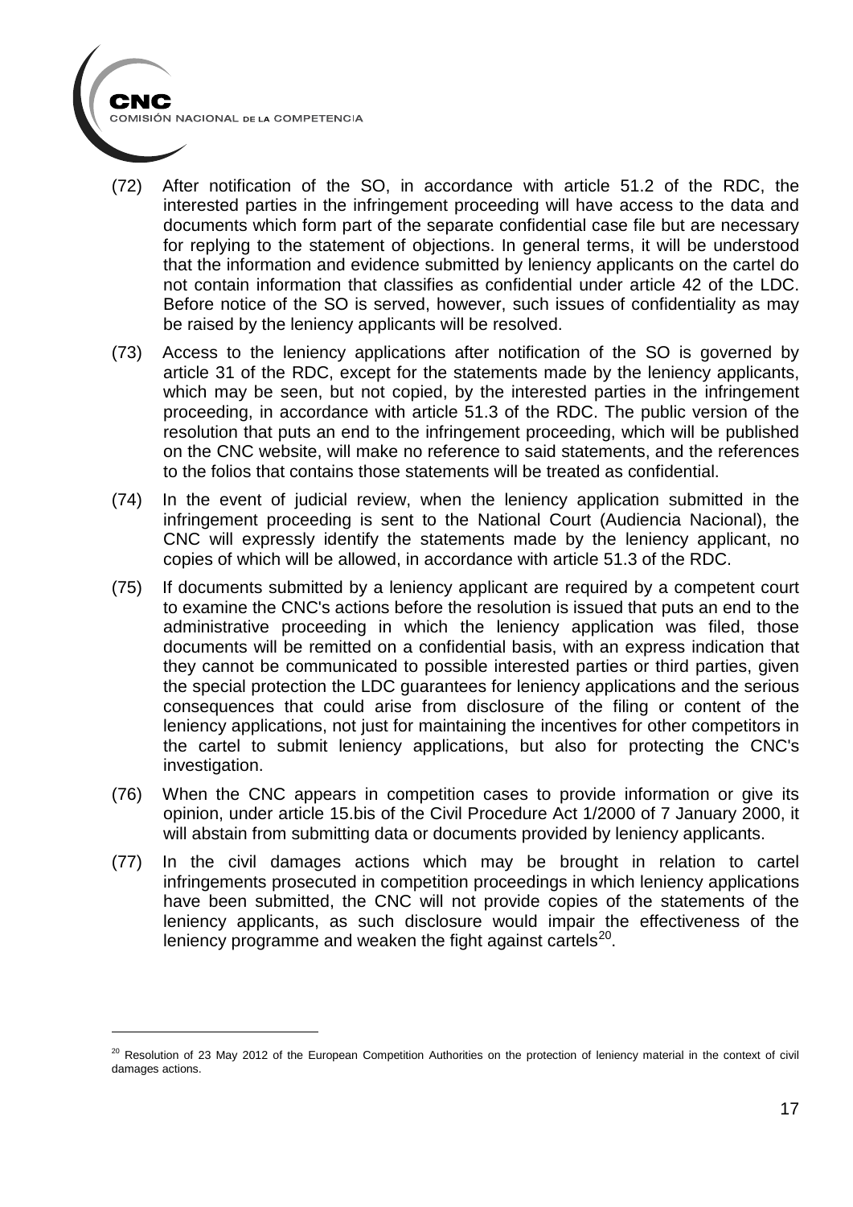(72) After notification of the SO, in accordance with article 51.2 of the RDC, the interested parties in the infringement proceeding will have access to the data and documents which form part of the separate confidential case file but are necessary for replying to the statement of objections. In general terms, it will be understood that the information and evidence submitted by leniency applicants on the cartel do not contain information that classifies as confidential under article 42 of the LDC. Before notice of the SO is served, however, such issues of confidentiality as may be raised by the leniency applicants will be resolved.

(73) Access to the leniency applications after notification of the SO is governed by article 31 of the RDC, except for the statements made by the leniency applicants, which may be seen, but not copied, by the interested parties in the infringement proceeding, in accordance with article 51.3 of the RDC. The public version of the resolution that puts an end to the infringement proceeding, which will be published on the CNC website, will make no reference to said statements, and the references to the folios that contains those statements will be treated as confidential.

(74) In the event of judicial review, when the leniency application submitted in the infringement proceeding is sent to the National Court (Audiencia Nacional), the CNC will expressly identify the statements made by the leniency applicant, no copies of which will be allowed, in accordance with article 51.3 of the RDC.

(75) If documents submitted by a leniency applicant are required by a competent court to examine the CNC's actions before the resolution is issued that puts an end to the administrative proceeding in which the leniency application was filed, those documents will be remitted on a confidential basis, with an express indication that they cannot be communicated to possible interested parties or third parties, given the special protection the LDC guarantees for leniency applications and the serious consequences that could arise from disclosure of the filing or content of the leniency applications, not just for maintaining the incentives for other competitors in the cartel to submit leniency applications, but also for protecting the CNC's investigation.

(76) When the CNC appears in competition cases to provide information or give its opinion, under article 15.bis of the Civil Procedure Act 1/2000 of 7 January 2000, it will abstain from submitting data or documents provided by leniency applicants.

(77) In the civil damages actions which may be brought in relation to cartel infringements prosecuted in competition proceedings in which leniency applications have been submitted, the CNC will not provide copies of the statements of the leniency applicants, as such disclosure would impair the effectiveness of the leniency programme and weaken the fight against cartels[20].

---

[20] Resolution of 23 May 2012 of the European Competition Authorities on the protection of leniency material in the context of civil damages actions.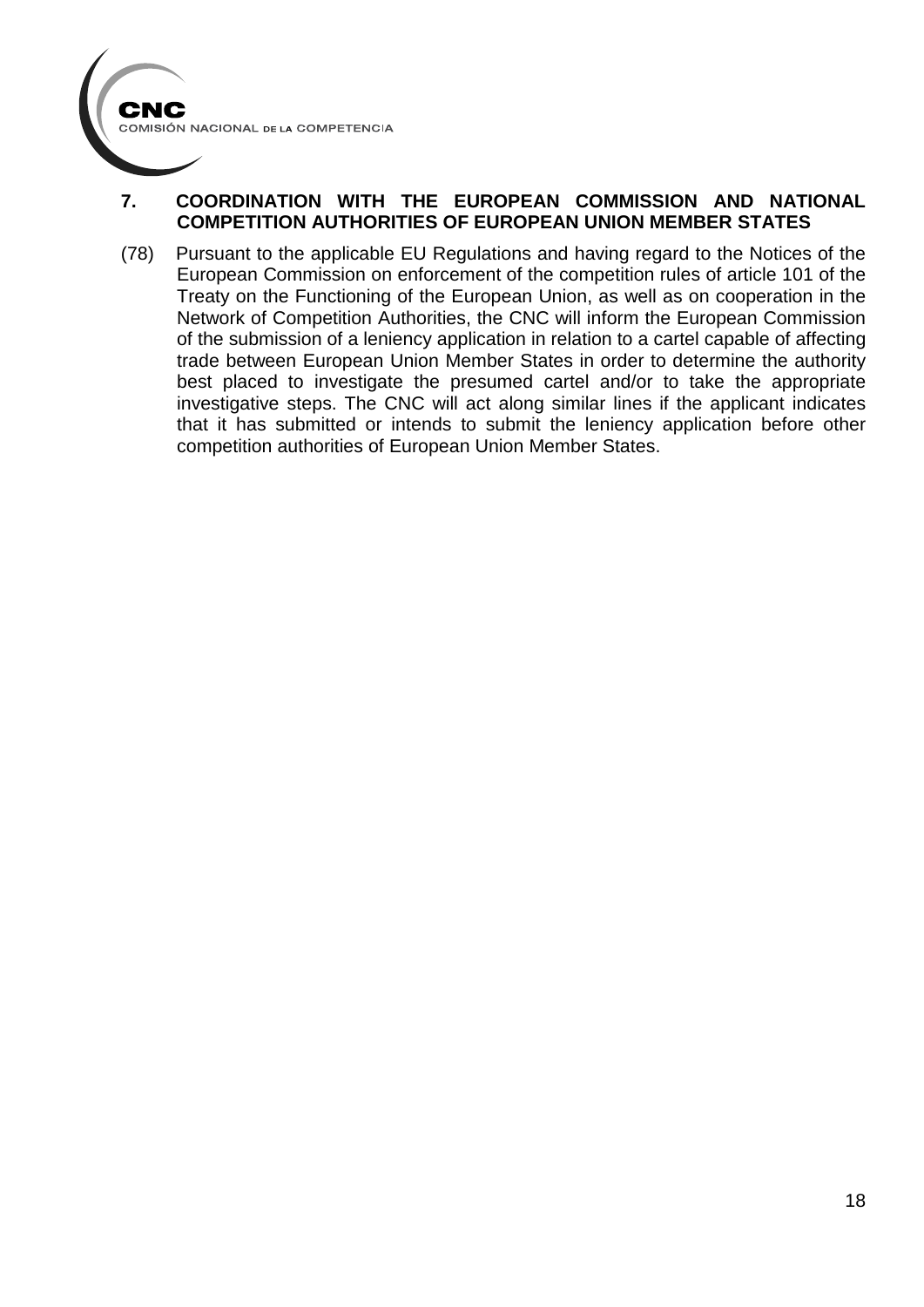## 7. COORDINATION WITH THE EUROPEAN COMMISSION AND NATIONAL COMPETITION AUTHORITIES OF EUROPEAN UNION MEMBER STATES

(78) Pursuant to the applicable EU Regulations and having regard to the Notices of the European Commission on enforcement of the competition rules of article 101 of the Treaty on the Functioning of the European Union, as well as on cooperation in the Network of Competition Authorities, the CNC will inform the European Commission of the submission of a leniency application in relation to a cartel capable of affecting trade between European Union Member States in order to determine the authority best placed to investigate the presumed cartel and/or to take the appropriate investigative steps. The CNC will act along similar lines if the applicant indicates that it has submitted or intends to submit the leniency application before other competition authorities of European Union Member States.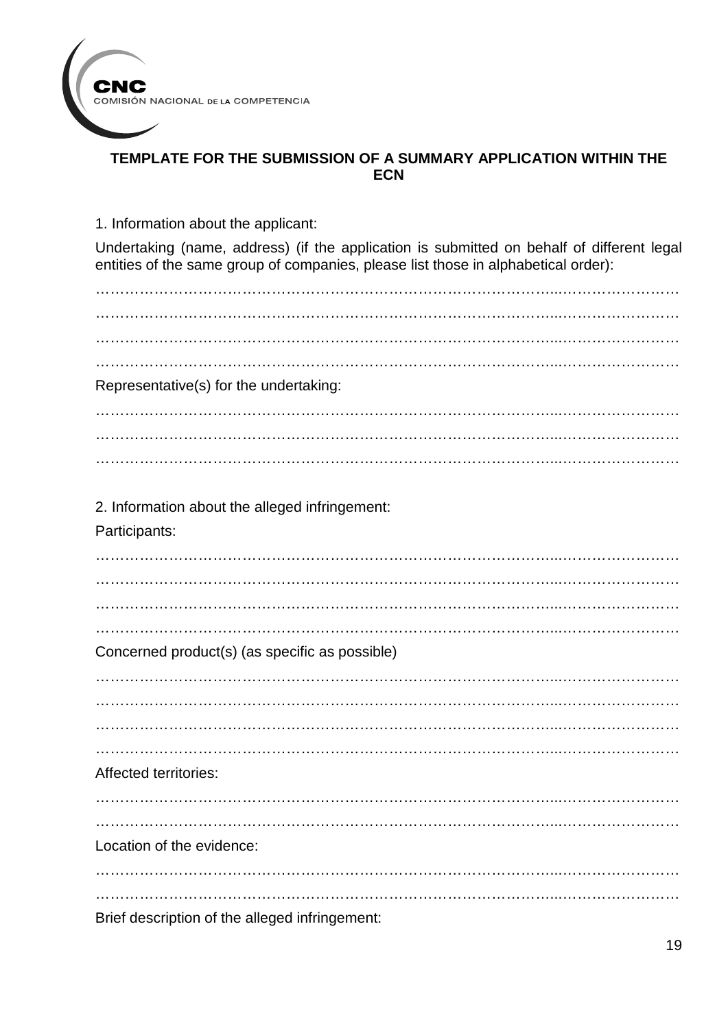CNC
COMISIÓN NACIONAL DE LA COMPETENCIA

## TEMPLATE FOR THE SUBMISSION OF A SUMMARY APPLICATION WITHIN THE ECN

1. Information about the applicant:

Undertaking (name, address) (if the application is submitted on behalf of different legal entities of the same group of companies, please list those in alphabetical order):

……………………………………………………………………………………………………………

……………………………………………………………………………………………………………

……………………………………………………………………………………………………………

……………………………………………………………………………………………………………

Representative(s) for the undertaking:

……………………………………………………………………………………………………………

……………………………………………………………………………………………………………

……………………………………………………………………………………………………………

2. Information about the alleged infringement:

Participants:

……………………………………………………………………………………………………………

……………………………………………………………………………………………………………

……………………………………………………………………………………………………………

……………………………………………………………………………………………………………

Concerned product(s) (as specific as possible)

……………………………………………………………………………………………………………

……………………………………………………………………………………………………………

……………………………………………………………………………………………………………

……………………………………………………………………………………………………………

Affected territories:

……………………………………………………………………………………………………………

……………………………………………………………………………………………………………

Location of the evidence:

……………………………………………………………………………………………………………

……………………………………………………………………………………………………………

Brief description of the alleged infringement: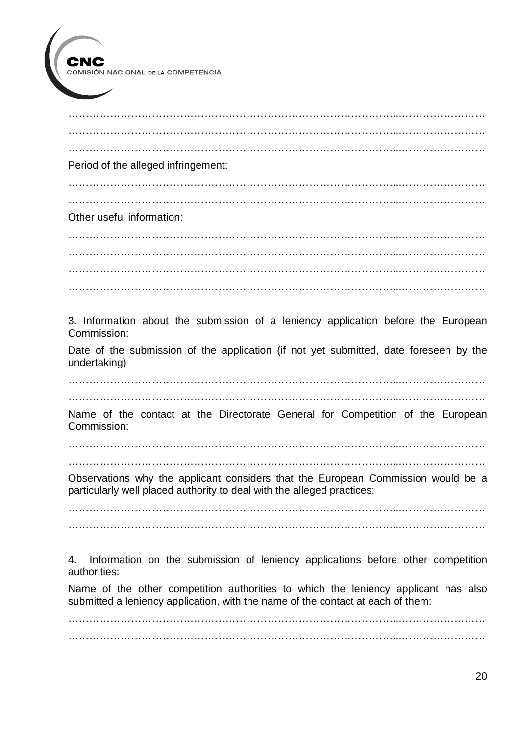……………………………………………………………………………………...……………………
……………………………………………………………………………………...……………………
……………………………………………………………………………………...……………………

Period of the alleged infringement:

……………………………………………………………………………………...……………………
……………………………………………………………………………………...……………………

Other useful information:

……………………………………………………………………………………...……………………
……………………………………………………………………………………...……………………
……………………………………………………………………………………...……………………
……………………………………………………………………………………...……………………

3. Information about the submission of a leniency application before the European Commission:

Date of the submission of the application (if not yet submitted, date foreseen by the undertaking)

……………………………………………………………………………………...……………………
……………………………………………………………………………………...……………………

Name of the contact at the Directorate General for Competition of the European Commission:

……………………………………………………………………………………...……………………
……………………………………………………………………………………...……………………

Observations why the applicant considers that the European Commission would be a particularly well placed authority to deal with the alleged practices:

……………………………………………………………………………………...……………………
……………………………………………………………………………………...……………………

4. Information on the submission of leniency applications before other competition authorities:

Name of the other competition authorities to which the leniency applicant has also submitted a leniency application, with the name of the contact at each of them:

……………………………………………………………………………………...……………………
……………………………………………………………………………………...……………………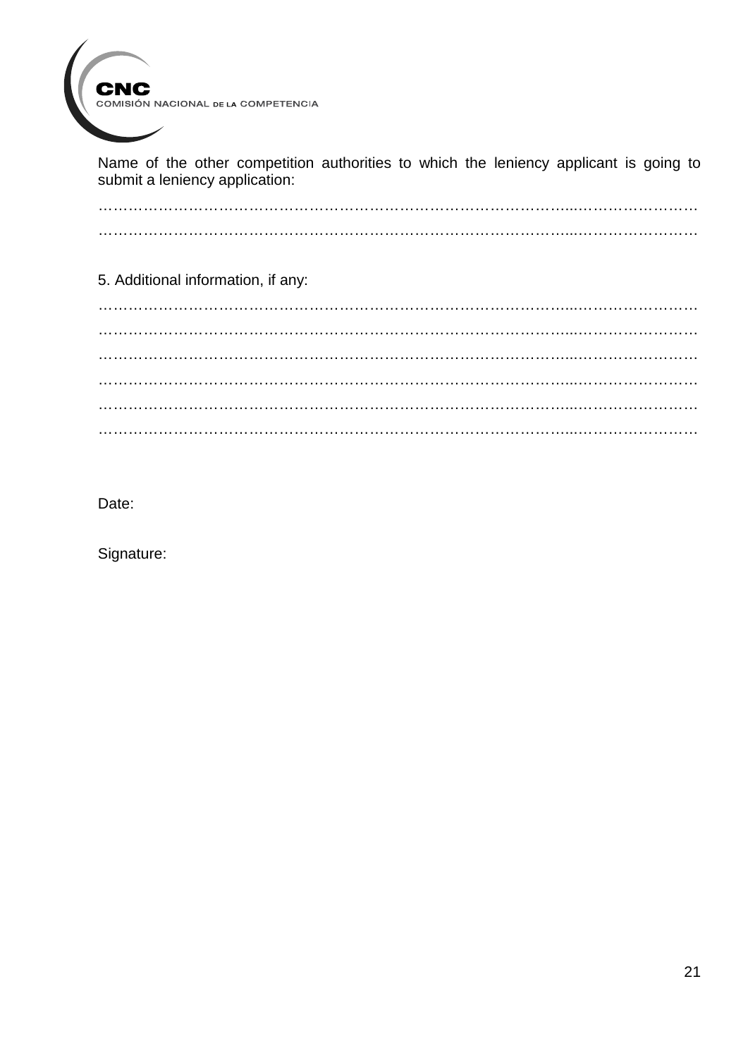Name of the other competition authorities to which the leniency applicant is going to submit a leniency application:

……………………………………………………………………………………...……………………

……………………………………………………………………………………...……………………

5. Additional information, if any:

……………………………………………………………………………………...……………………

……………………………………………………………………………………...……………………

……………………………………………………………………………………...……………………

……………………………………………………………………………………...……………………

……………………………………………………………………………………...……………………

……………………………………………………………………………………...……………………

Date:

Signature: